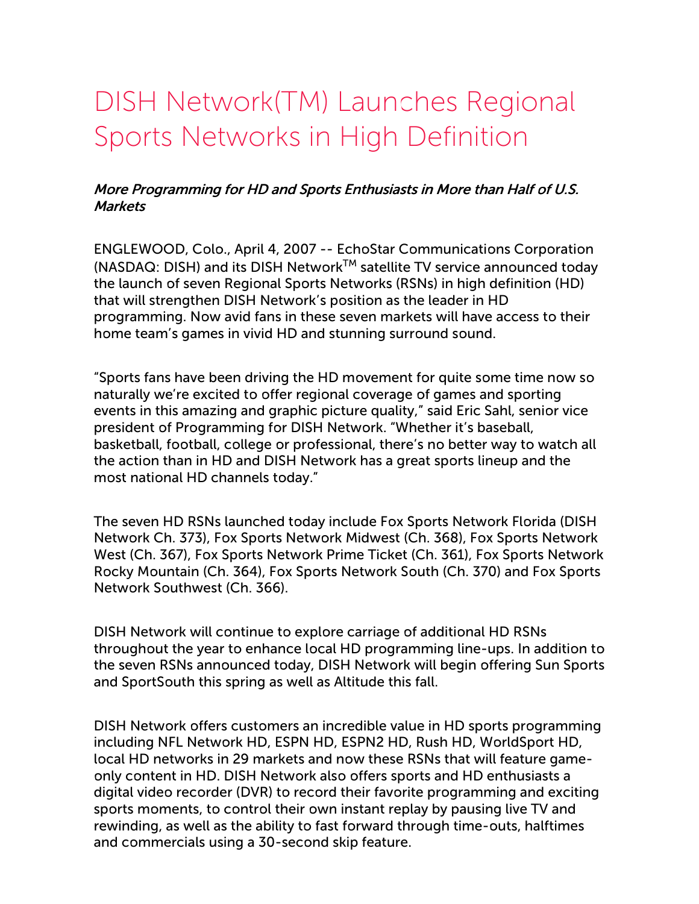# DISH Network(TM) Launches Regional Sports Networks in High Definition

***More Programming for HD and Sports Enthusiasts in More than Half of U.S. Markets***

ENGLEWOOD, Colo., April 4, 2007 -- EchoStar Communications Corporation (NASDAQ: DISH) and its DISH Network$^{TM}$ satellite TV service announced today the launch of seven Regional Sports Networks (RSNs) in high definition (HD) that will strengthen DISH Network's position as the leader in HD programming. Now avid fans in these seven markets will have access to their home team's games in vivid HD and stunning surround sound.

"Sports fans have been driving the HD movement for quite some time now so naturally we're excited to offer regional coverage of games and sporting events in this amazing and graphic picture quality," said Eric Sahl, senior vice president of Programming for DISH Network. "Whether it's baseball, basketball, football, college or professional, there's no better way to watch all the action than in HD and DISH Network has a great sports lineup and the most national HD channels today."

The seven HD RSNs launched today include Fox Sports Network Florida (DISH Network Ch. 373), Fox Sports Network Midwest (Ch. 368), Fox Sports Network West (Ch. 367), Fox Sports Network Prime Ticket (Ch. 361), Fox Sports Network Rocky Mountain (Ch. 364), Fox Sports Network South (Ch. 370) and Fox Sports Network Southwest (Ch. 366).

DISH Network will continue to explore carriage of additional HD RSNs throughout the year to enhance local HD programming line-ups. In addition to the seven RSNs announced today, DISH Network will begin offering Sun Sports and SportSouth this spring as well as Altitude this fall.

DISH Network offers customers an incredible value in HD sports programming including NFL Network HD, ESPN HD, ESPN2 HD, Rush HD, WorldSport HD, local HD networks in 29 markets and now these RSNs that will feature game-only content in HD. DISH Network also offers sports and HD enthusiasts a digital video recorder (DVR) to record their favorite programming and exciting sports moments, to control their own instant replay by pausing live TV and rewinding, as well as the ability to fast forward through time-outs, halftimes and commercials using a 30-second skip feature.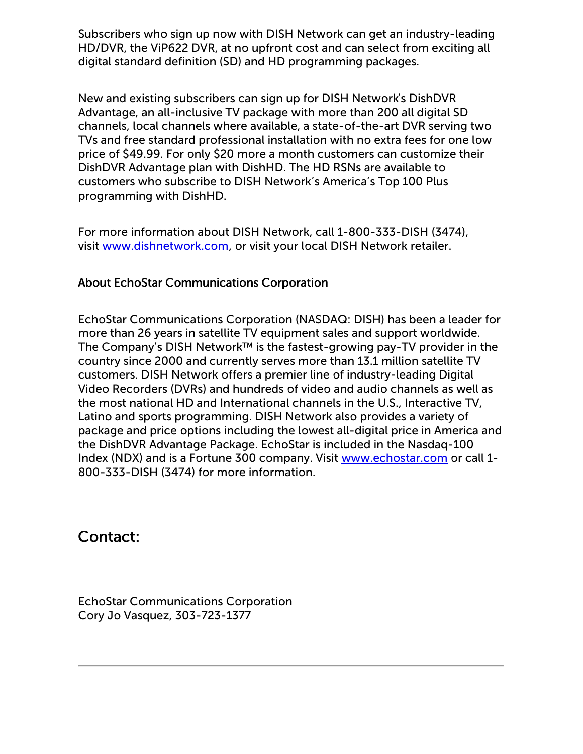Subscribers who sign up now with DISH Network can get an industry-leading HD/DVR, the ViP622 DVR, at no upfront cost and can select from exciting all digital standard definition (SD) and HD programming packages.

New and existing subscribers can sign up for DISH Network's DishDVR Advantage, an all-inclusive TV package with more than 200 all digital SD channels, local channels where available, a state-of-the-art DVR serving two TVs and free standard professional installation with no extra fees for one low price of $49.99. For only $20 more a month customers can customize their DishDVR Advantage plan with DishHD. The HD RSNs are available to customers who subscribe to DISH Network's America's Top 100 Plus programming with DishHD.

For more information about DISH Network, call 1-800-333-DISH (3474), visit [www.dishnetwork.com](http://www.dishnetwork.com), or visit your local DISH Network retailer.

**About EchoStar Communications Corporation**

EchoStar Communications Corporation (NASDAQ: DISH) has been a leader for more than 26 years in satellite TV equipment sales and support worldwide. The Company's DISH Network™ is the fastest-growing pay-TV provider in the country since 2000 and currently serves more than 13.1 million satellite TV customers. DISH Network offers a premier line of industry-leading Digital Video Recorders (DVRs) and hundreds of video and audio channels as well as the most national HD and International channels in the U.S., Interactive TV, Latino and sports programming. DISH Network also provides a variety of package and price options including the lowest all-digital price in America and the DishDVR Advantage Package. EchoStar is included in the Nasdaq-100 Index (NDX) and is a Fortune 300 company. Visit [www.echostar.com](http://www.echostar.com) or call 1-800-333-DISH (3474) for more information.

## Contact:

EchoStar Communications Corporation
Cory Jo Vasquez, 303-723-1377